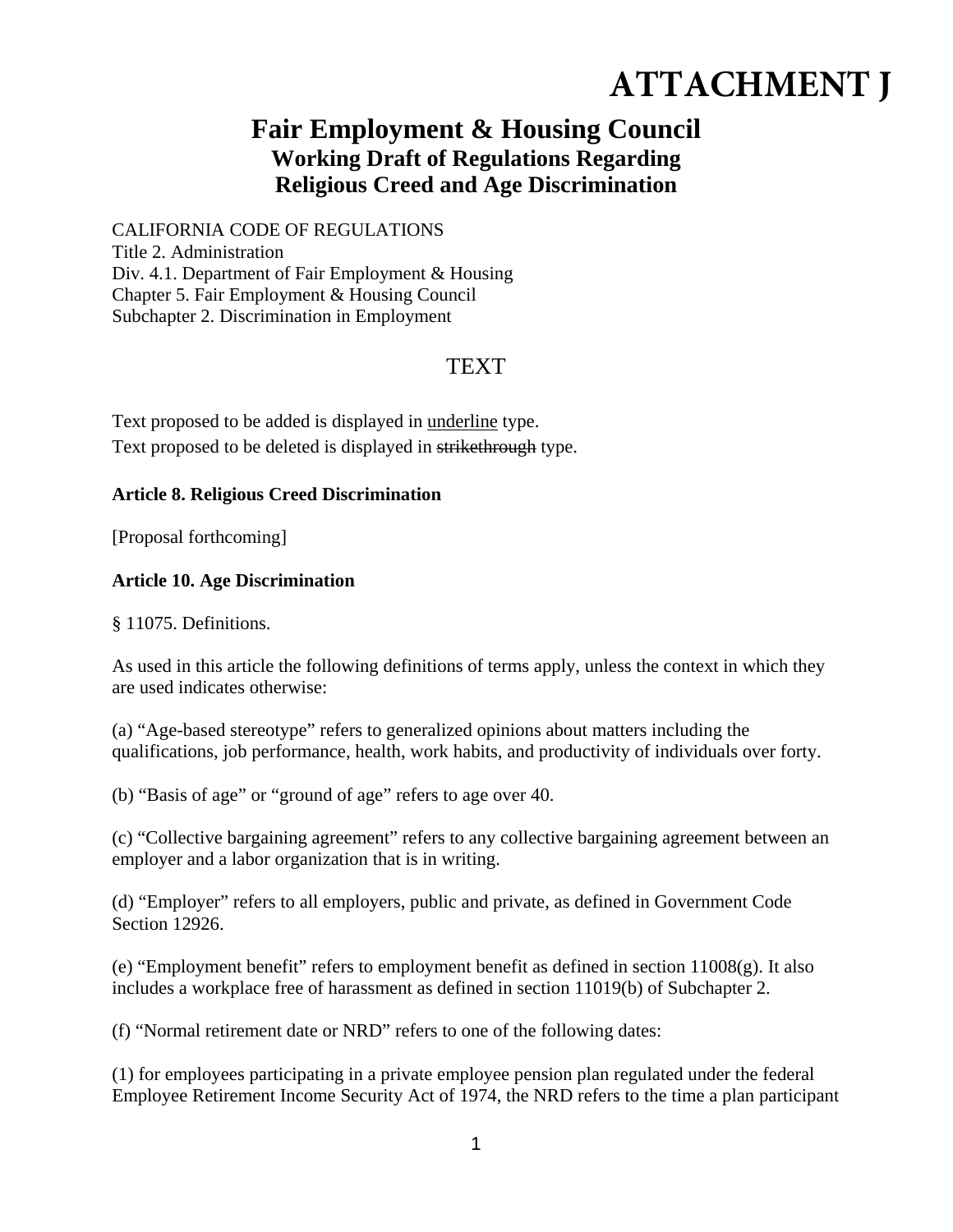# ATTACHMENT J

## Fair Employment & Housing Council

### Working Draft of Regulations Regarding Religious Creed and Age Discrimination

CALIFORNIA CODE OF REGULATIONS
Title 2. Administration
Div. 4.1. Department of Fair Employment & Housing
Chapter 5. Fair Employment & Housing Council
Subchapter 2. Discrimination in Employment

TEXT

Text proposed to be added is displayed in <u>underline</u> type.
Text proposed to be deleted is displayed in ~~strikethrough~~ type.

**Article 8. Religious Creed Discrimination**

[Proposal forthcoming]

**Article 10. Age Discrimination**

§ 11075. Definitions.

As used in this article the following definitions of terms apply, unless the context in which they are used indicates otherwise:

(a) "Age-based stereotype" refers to generalized opinions about matters including the qualifications, job performance, health, work habits, and productivity of individuals over forty.

(b) "Basis of age" or "ground of age" refers to age over 40.

(c) "Collective bargaining agreement" refers to any collective bargaining agreement between an employer and a labor organization that is in writing.

(d) "Employer" refers to all employers, public and private, as defined in Government Code Section 12926.

(e) "Employment benefit" refers to employment benefit as defined in section 11008(g). It also includes a workplace free of harassment as defined in section 11019(b) of Subchapter 2.

(f) "Normal retirement date or NRD" refers to one of the following dates:

(1) for employees participating in a private employee pension plan regulated under the federal Employee Retirement Income Security Act of 1974, the NRD refers to the time a plan participant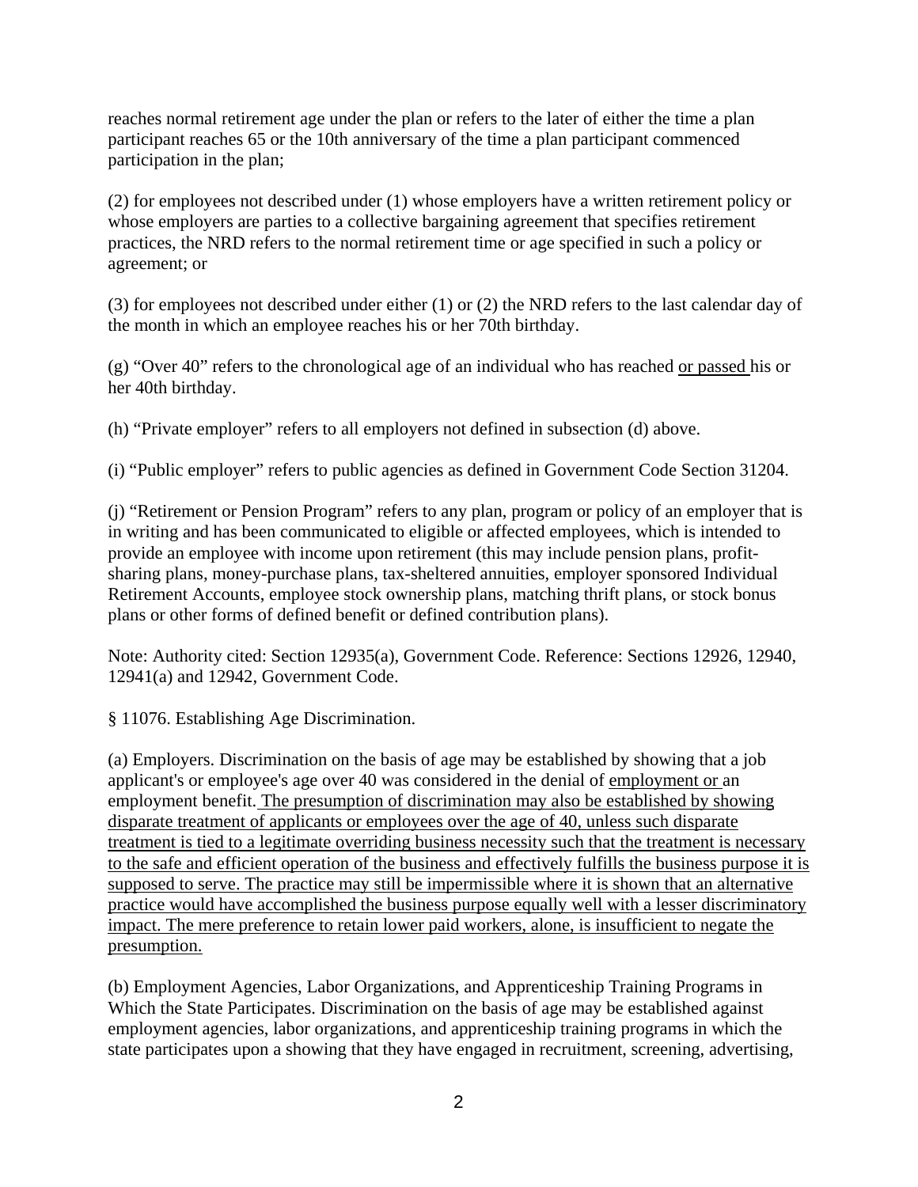reaches normal retirement age under the plan or refers to the later of either the time a plan participant reaches 65 or the 10th anniversary of the time a plan participant commenced participation in the plan;

(2) for employees not described under (1) whose employers have a written retirement policy or whose employers are parties to a collective bargaining agreement that specifies retirement practices, the NRD refers to the normal retirement time or age specified in such a policy or agreement; or

(3) for employees not described under either (1) or (2) the NRD refers to the last calendar day of the month in which an employee reaches his or her 70th birthday.

(g) "Over 40" refers to the chronological age of an individual who has reached <u>or passed</u> his or her 40th birthday.

(h) "Private employer" refers to all employers not defined in subsection (d) above.

(i) "Public employer" refers to public agencies as defined in Government Code Section 31204.

(j) "Retirement or Pension Program" refers to any plan, program or policy of an employer that is in writing and has been communicated to eligible or affected employees, which is intended to provide an employee with income upon retirement (this may include pension plans, profit-sharing plans, money-purchase plans, tax-sheltered annuities, employer sponsored Individual Retirement Accounts, employee stock ownership plans, matching thrift plans, or stock bonus plans or other forms of defined benefit or defined contribution plans).

Note: Authority cited: Section 12935(a), Government Code. Reference: Sections 12926, 12940, 12941(a) and 12942, Government Code.

§ 11076. Establishing Age Discrimination.

(a) Employers. Discrimination on the basis of age may be established by showing that a job applicant's or employee's age over 40 was considered in the denial of <u>employment or</u> an employment benefit. <u>The presumption of discrimination may also be established by showing disparate treatment of applicants or employees over the age of 40, unless such disparate treatment is tied to a legitimate overriding business necessity such that the treatment is necessary to the safe and efficient operation of the business and effectively fulfills the business purpose it is supposed to serve. The practice may still be impermissible where it is shown that an alternative practice would have accomplished the business purpose equally well with a lesser discriminatory impact. The mere preference to retain lower paid workers, alone, is insufficient to negate the presumption.</u>

(b) Employment Agencies, Labor Organizations, and Apprenticeship Training Programs in Which the State Participates. Discrimination on the basis of age may be established against employment agencies, labor organizations, and apprenticeship training programs in which the state participates upon a showing that they have engaged in recruitment, screening, advertising,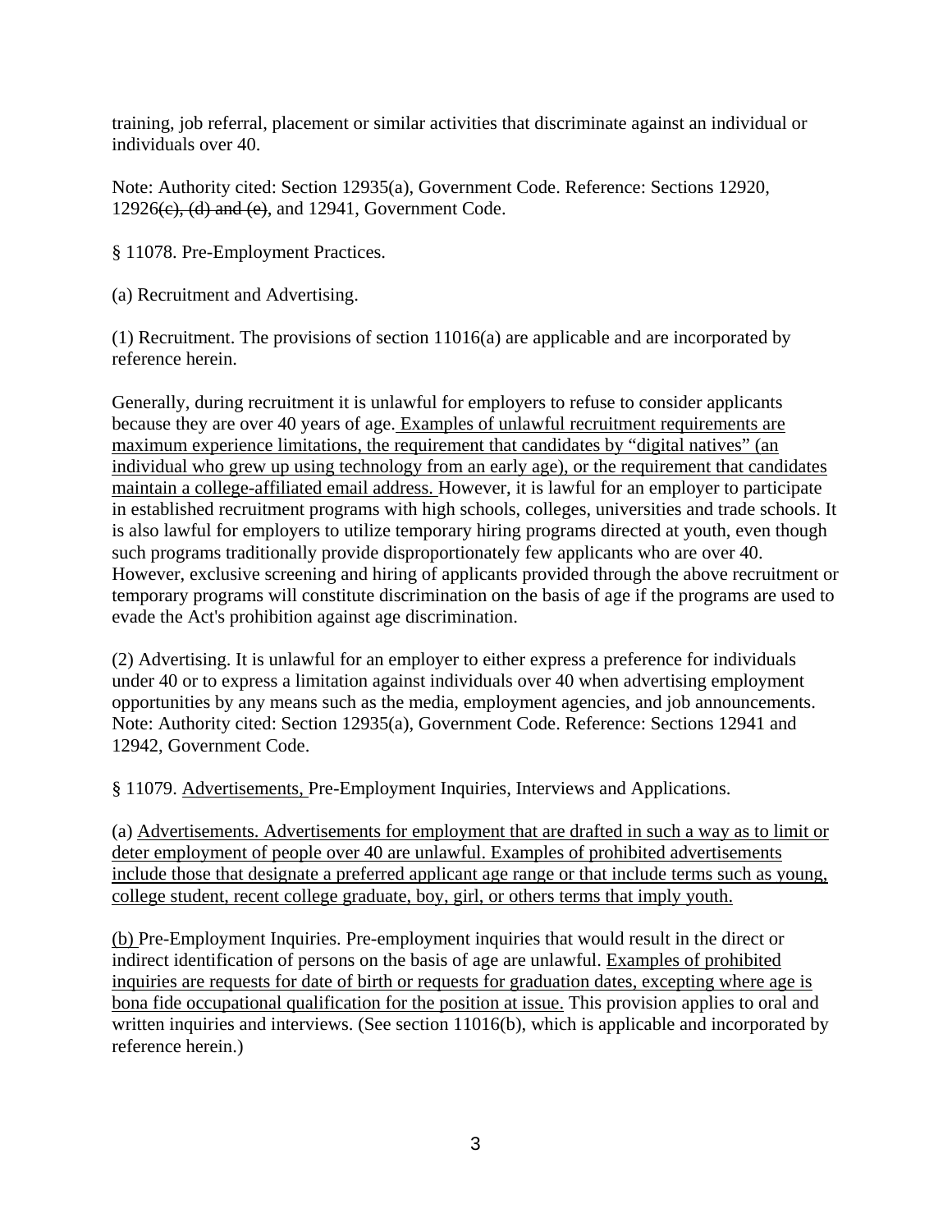training, job referral, placement or similar activities that discriminate against an individual or individuals over 40.

Note: Authority cited: Section 12935(a), Government Code. Reference: Sections 12920, 12926~~(c), (d) and (e)~~, and 12941, Government Code.

§ 11078. Pre-Employment Practices.

(a) Recruitment and Advertising.

(1) Recruitment. The provisions of section 11016(a) are applicable and are incorporated by reference herein.

Generally, during recruitment it is unlawful for employers to refuse to consider applicants because they are over 40 years of age. <u>Examples of unlawful recruitment requirements are maximum experience limitations, the requirement that candidates by "digital natives" (an individual who grew up using technology from an early age), or the requirement that candidates maintain a college-affiliated email address.</u> However, it is lawful for an employer to participate in established recruitment programs with high schools, colleges, universities and trade schools. It is also lawful for employers to utilize temporary hiring programs directed at youth, even though such programs traditionally provide disproportionately few applicants who are over 40. However, exclusive screening and hiring of applicants provided through the above recruitment or temporary programs will constitute discrimination on the basis of age if the programs are used to evade the Act's prohibition against age discrimination.

(2) Advertising. It is unlawful for an employer to either express a preference for individuals under 40 or to express a limitation against individuals over 40 when advertising employment opportunities by any means such as the media, employment agencies, and job announcements.
Note: Authority cited: Section 12935(a), Government Code. Reference: Sections 12941 and 12942, Government Code.

§ 11079. <u>Advertisements,</u> Pre-Employment Inquiries, Interviews and Applications.

(a) <u>Advertisements. Advertisements for employment that are drafted in such a way as to limit or deter employment of people over 40 are unlawful. Examples of prohibited advertisements include those that designate a preferred applicant age range or that include terms such as young, college student, recent college graduate, boy, girl, or others terms that imply youth.</u>

<u>(b)</u> Pre-Employment Inquiries. Pre-employment inquiries that would result in the direct or indirect identification of persons on the basis of age are unlawful. <u>Examples of prohibited inquiries are requests for date of birth or requests for graduation dates, excepting where age is bona fide occupational qualification for the position at issue.</u> This provision applies to oral and written inquiries and interviews. (See section 11016(b), which is applicable and incorporated by reference herein.)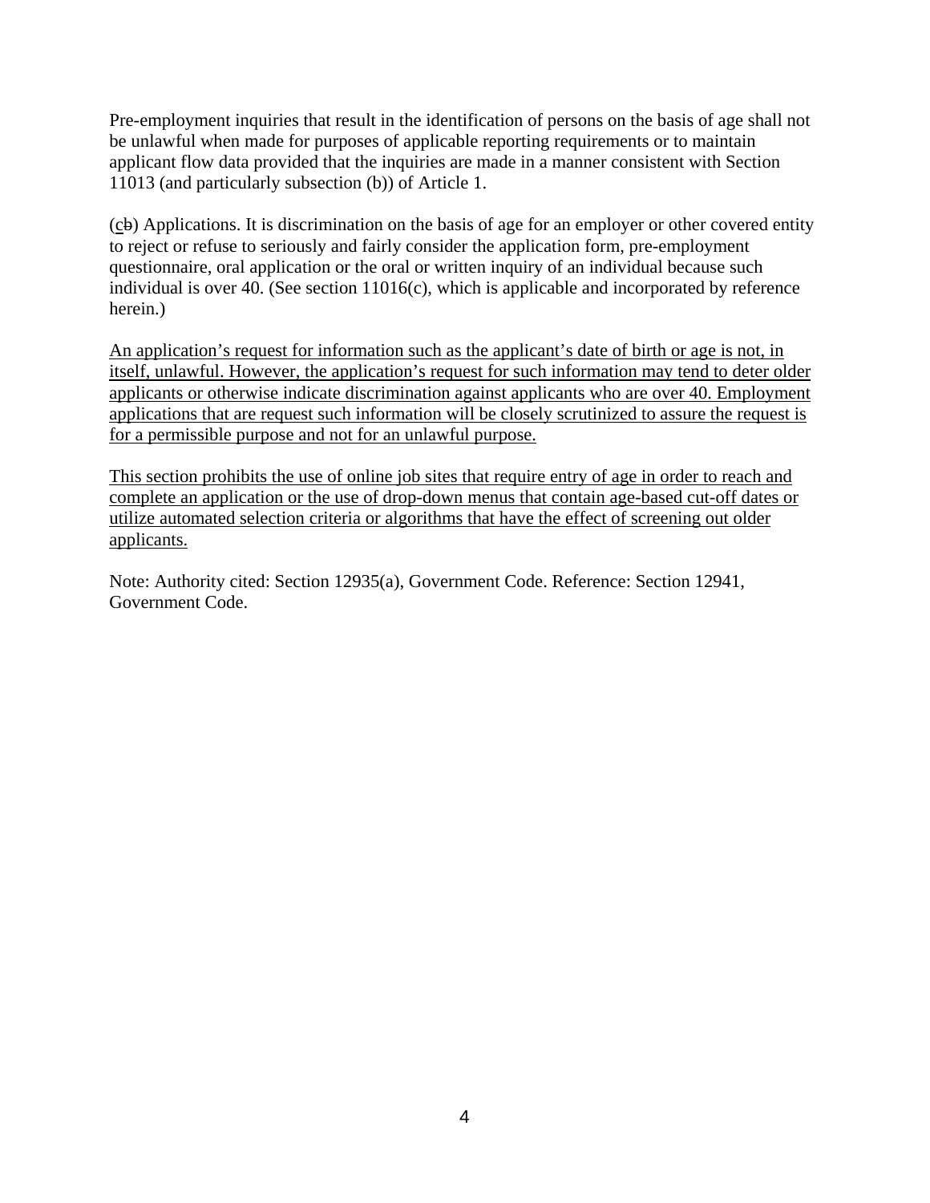Pre-employment inquiries that result in the identification of persons on the basis of age shall not be unlawful when made for purposes of applicable reporting requirements or to maintain applicant flow data provided that the inquiries are made in a manner consistent with Section 11013 (and particularly subsection (b)) of Article 1.

(<u>c</u>~~b~~) Applications. It is discrimination on the basis of age for an employer or other covered entity to reject or refuse to seriously and fairly consider the application form, pre-employment questionnaire, oral application or the oral or written inquiry of an individual because such individual is over 40. (See section 11016(c), which is applicable and incorporated by reference herein.)

<u>An application's request for information such as the applicant's date of birth or age is not, in itself, unlawful. However, the application's request for such information may tend to deter older applicants or otherwise indicate discrimination against applicants who are over 40. Employment applications that are request such information will be closely scrutinized to assure the request is for a permissible purpose and not for an unlawful purpose.</u>

<u>This section prohibits the use of online job sites that require entry of age in order to reach and complete an application or the use of drop-down menus that contain age-based cut-off dates or utilize automated selection criteria or algorithms that have the effect of screening out older applicants.</u>

Note: Authority cited: Section 12935(a), Government Code. Reference: Section 12941, Government Code.